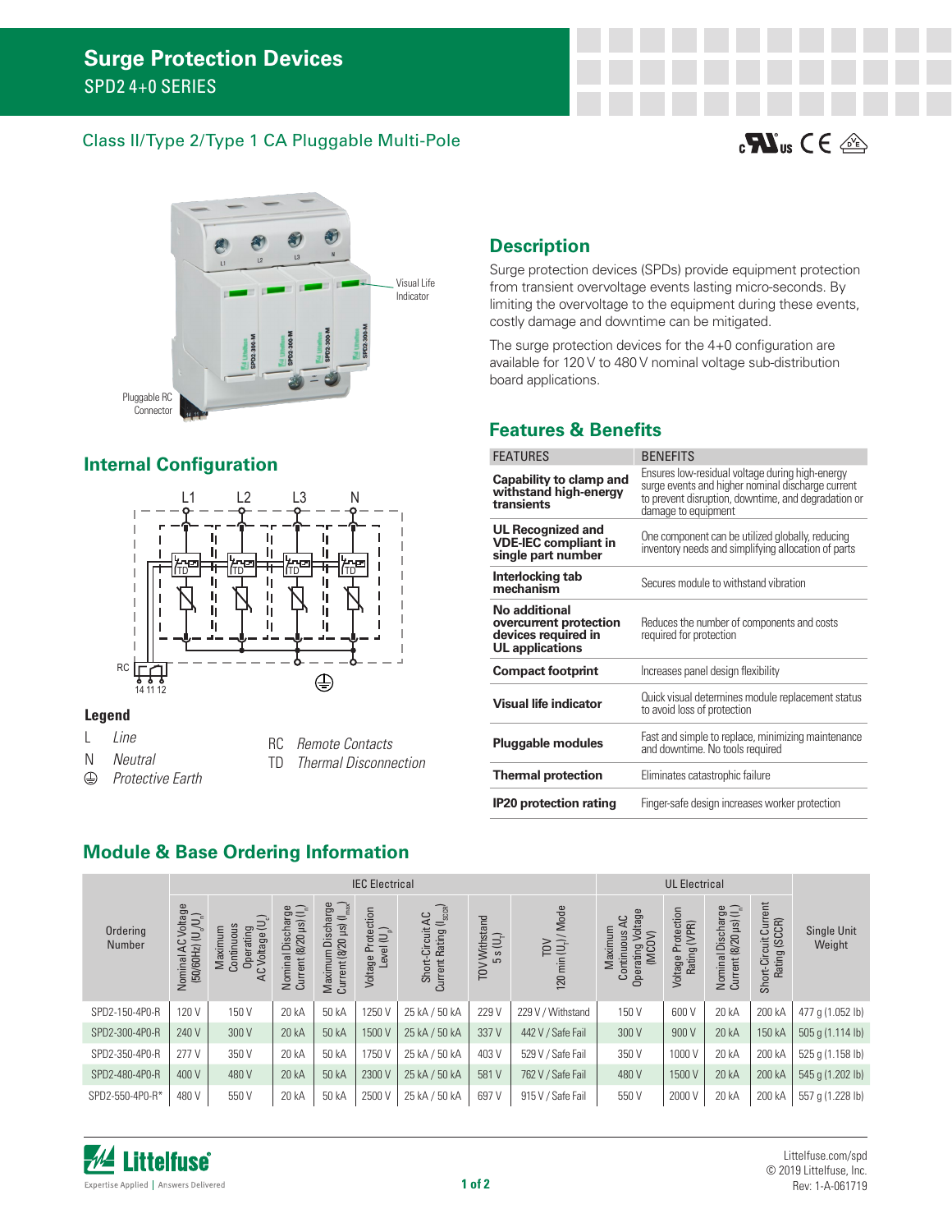# Surge Protection Devices

SPD2 4+0 SERIES

## Class II/Type 2/Type 1 CA Pluggable Multi-Pole

Visual Life Indicator

Pluggable RC Connector

## Description

Surge protection devices (SPDs) provide equipment protection from transient overvoltage events lasting micro-seconds. By limiting the overvoltage to the equipment during these events, costly damage and downtime can be mitigated.

The surge protection devices for the 4+0 configuration are available for 120 V to 480 V nominal voltage sub-distribution board applications.

## Internal Configuration

L1 L2 L3 N

RC 14 11 12

TD

### Legend

- L *Line*
- N *Neutral*
- ⏚ *Protective Earth*
- RC *Remote Contacts*
- TD *Thermal Disconnection*

## Features & Benefits

| FEATURES | BENEFITS |
|---|---|
| **Capability to clamp and withstand high-energy transients** | Ensures low-residual voltage during high-energy surge events and higher nominal discharge current to prevent disruption, downtime, and degradation or damage to equipment |
| **UL Recognized and VDE-IEC compliant in single part number** | One component can be utilized globally, reducing inventory needs and simplifying allocation of parts |
| **Interlocking tab mechanism** | Secures module to withstand vibration |
| **No additional overcurrent protection devices required in UL applications** | Reduces the number of components and costs required for protection |
| **Compact footprint** | Increases panel design flexibility |
| **Visual life indicator** | Quick visual determines module replacement status to avoid loss of protection |
| **Pluggable modules** | Fast and simple to replace, minimizing maintenance and downtime. No tools required |
| **Thermal protection** | Eliminates catastrophic failure |
| **IP20 protection rating** | Finger-safe design increases worker protection |

## Module & Base Ordering Information

| Ordering Number | IEC Electrical | | | | | | | | UL Electrical | | | | Single Unit Weight |
|---|---|---|---|---|---|---|---|---|---|---|---|---|---|
| | Nominal AC Voltage (50/60Hz) ($U_o/U_n$) | Maximum Continuous Operating AC Voltage ($U_c$) | Nominal Discharge Current (8/20 µs) ($I_n$) | Maximum Discharge Current (8/20 µs) ($I_{max}$) | Voltage Protection Level ($U_p$) | Short-Circuit AC Current Rating ($I_{SCCR}$) | TOV Withstand 5 s ($U_T$) | TOV 120 min ($U_T$) / Mode | Maximum Continuous AC Operating Voltage (MCOV) | Voltage Protection Rating (VPR) | Nominal Discharge Current (8/20 µs) ($I_n$) | Short-Circuit Current Rating (SCCR) | |
| SPD2-150-4P0-R | 120 V | 150 V | 20 kA | 50 kA | 1250 V | 25 kA / 50 kA | 229 V | 229 V / Withstand | 150 V | 600 V | 20 kA | 200 kA | 477 g (1.052 lb) |
| SPD2-300-4P0-R | 240 V | 300 V | 20 kA | 50 kA | 1500 V | 25 kA / 50 kA | 337 V | 442 V / Safe Fail | 300 V | 900 V | 20 kA | 150 kA | 505 g (1.114 lb) |
| SPD2-350-4P0-R | 277 V | 350 V | 20 kA | 50 kA | 1750 V | 25 kA / 50 kA | 403 V | 529 V / Safe Fail | 350 V | 1000 V | 20 kA | 200 kA | 525 g (1.158 lb) |
| SPD2-480-4P0-R | 400 V | 480 V | 20 kA | 50 kA | 2300 V | 25 kA / 50 kA | 581 V | 762 V / Safe Fail | 480 V | 1500 V | 20 kA | 200 kA | 545 g (1.202 lb) |
| SPD2-550-4P0-R* | 480 V | 550 V | 20 kA | 50 kA | 2500 V | 25 kA / 50 kA | 697 V | 915 V / Safe Fail | 550 V | 2000 V | 20 kA | 200 kA | 557 g (1.228 lb) |

Littelfuse — Expertise Applied | Answers Delivered

Littelfuse.com/spd
© 2019 Littelfuse, Inc.
Rev: 1-A-061719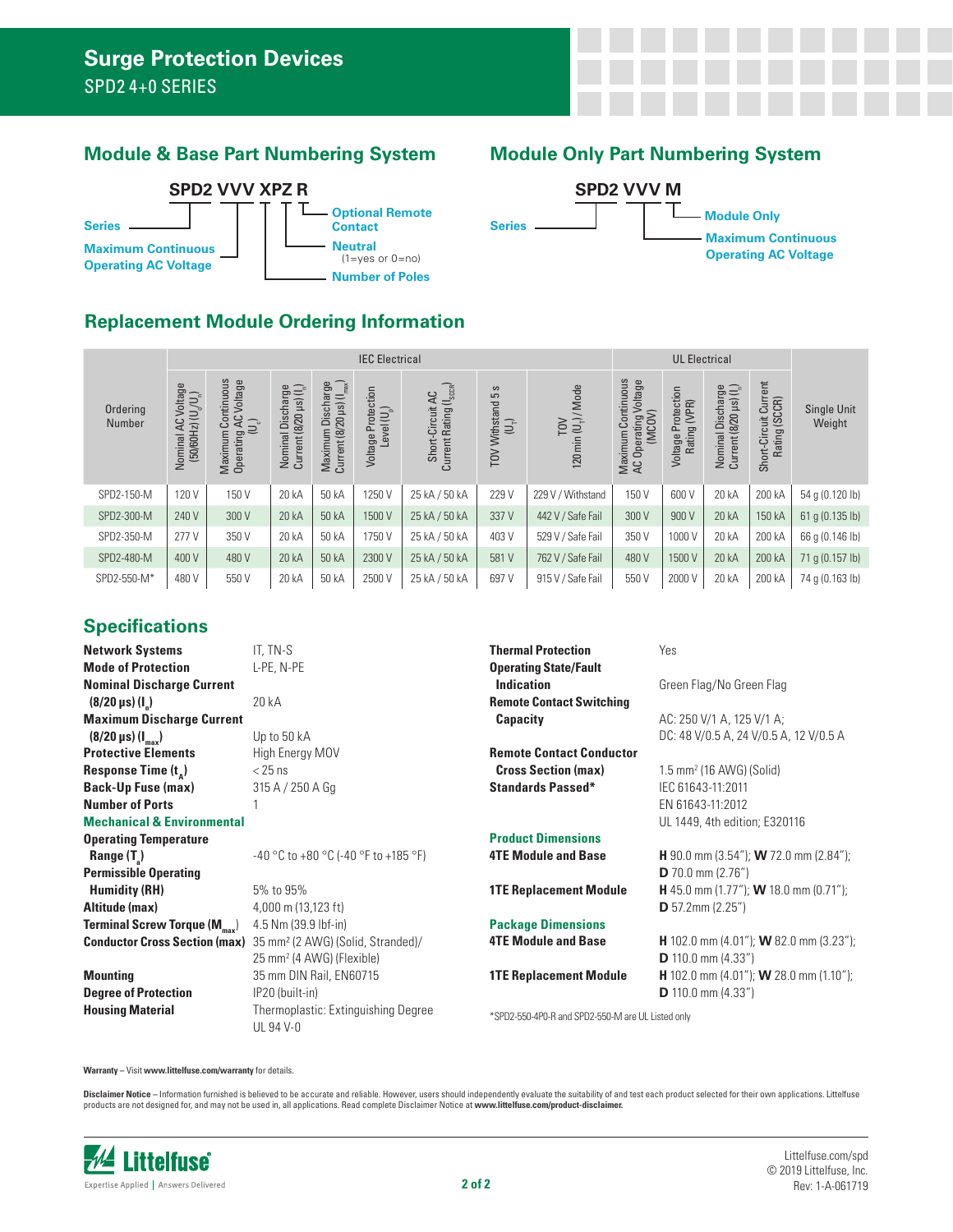# Surge Protection Devices

SPD2 4+0 SERIES

## Module & Base Part Numbering System

**SPD2 VVV XPZ R**

- Series
- Maximum Continuous Operating AC Voltage
- Number of Poles
- Neutral (1=yes or 0=no)
- Optional Remote Contact

## Module Only Part Numbering System

**SPD2 VVV M**

- Series
- Maximum Continuous Operating AC Voltage
- Module Only

## Replacement Module Ordering Information

| Ordering Number | IEC Electrical | | | | | | | | UL Electrical | | | | Single Unit Weight |
|---|---|---|---|---|---|---|---|---|---|---|---|---|---|
| | Nominal AC Voltage (50/60Hz) ($U_0$/$U_n$) | Maximum Continuous Operating AC Voltage ($U_c$) | Nominal Discharge Current (8/20 µs) ($I_n$) | Maximum Discharge Current (8/20 µs) ($I_{max}$) | Voltage Protection Level ($U_p$) | Short-Circuit AC Current Rating ($I_{SCCR}$) | TOV Withstand 5 s ($U_T$) | TOV 120 min ($U_T$) / Mode | Maximum Continuous AC Operating Voltage (MCOV) | Voltage Protection Rating (VPR) | Nominal Discharge Current (8/20 µs) ($I_n$) | Short-Circuit Current Rating (SCCR) | |
| SPD2-150-M | 120 V | 150 V | 20 kA | 50 kA | 1250 V | 25 kA / 50 kA | 229 V | 229 V / Withstand | 150 V | 600 V | 20 kA | 200 kA | 54 g (0.120 lb) |
| SPD2-300-M | 240 V | 300 V | 20 kA | 50 kA | 1500 V | 25 kA / 50 kA | 337 V | 442 V / Safe Fail | 300 V | 900 V | 20 kA | 150 kA | 61 g (0.135 lb) |
| SPD2-350-M | 277 V | 350 V | 20 kA | 50 kA | 1750 V | 25 kA / 50 kA | 403 V | 529 V / Safe Fail | 350 V | 1000 V | 20 kA | 200 kA | 66 g (0.146 lb) |
| SPD2-480-M | 400 V | 480 V | 20 kA | 50 kA | 2300 V | 25 kA / 50 kA | 581 V | 762 V / Safe Fail | 480 V | 1500 V | 20 kA | 200 kA | 71 g (0.157 lb) |
| SPD2-550-M* | 480 V | 550 V | 20 kA | 50 kA | 2500 V | 25 kA / 50 kA | 697 V | 915 V / Safe Fail | 550 V | 2000 V | 20 kA | 200 kA | 74 g (0.163 lb) |

## Specifications

| | |
|---|---|
| **Network Systems** | IT, TN-S |
| **Mode of Protection** | L-PE, N-PE |
| **Nominal Discharge Current (8/20 µs) ($I_n$)** | 20 kA |
| **Maximum Discharge Current (8/20 µs) ($I_{max}$)** | Up to 50 kA |
| **Protective Elements** | High Energy MOV |
| **Response Time ($t_A$)** | < 25 ns |
| **Back-Up Fuse (max)** | 315 A / 250 A Gg |
| **Number of Ports** | 1 |

### Mechanical & Environmental

| | |
|---|---|
| **Operating Temperature Range ($T_a$)** | -40 °C to +80 °C (-40 °F to +185 °F) |
| **Permissible Operating Humidity (RH)** | 5% to 95% |
| **Altitude (max)** | 4,000 m (13,123 ft) |
| **Terminal Screw Torque ($M_{max}$)** | 4.5 Nm (39.9 lbf-in) |
| **Conductor Cross Section (max)** | 35 mm² (2 AWG) (Solid, Stranded)/ 25 mm² (4 AWG) (Flexible) |
| **Mounting** | 35 mm DIN Rail, EN60715 |
| **Degree of Protection** | IP20 (built-in) |
| **Housing Material** | Thermoplastic: Extinguishing Degree UL 94 V-0 |

| | |
|---|---|
| **Thermal Protection** | Yes |
| **Operating State/Fault Indication** | Green Flag/No Green Flag |
| **Remote Contact Switching Capacity** | AC: 250 V/1 A, 125 V/1 A; DC: 48 V/0.5 A, 24 V/0.5 A, 12 V/0.5 A |
| **Remote Contact Conductor Cross Section (max)** | 1.5 mm² (16 AWG) (Solid) |
| **Standards Passed*** | IEC 61643-11:2011<br>EN 61643-11:2012<br>UL 1449, 4th edition; E320116 |

### Product Dimensions

| | |
|---|---|
| **4TE Module and Base** | **H** 90.0 mm (3.54"); **W** 72.0 mm (2.84"); **D** 70.0 mm (2.76") |
| **1TE Replacement Module** | **H** 45.0 mm (1.77"); **W** 18.0 mm (0.71"); **D** 57.2mm (2.25") |

### Package Dimensions

| | |
|---|---|
| **4TE Module and Base** | **H** 102.0 mm (4.01"); **W** 82.0 mm (3.23"); **D** 110.0 mm (4.33") |
| **1TE Replacement Module** | **H** 102.0 mm (4.01"); **W** 28.0 mm (1.10"); **D** 110.0 mm (4.33") |

*SPD2-550-4P0-R and SPD2-550-M are UL Listed only

**Warranty** – Visit **www.littelfuse.com/warranty** for details.

**Disclaimer Notice** – Information furnished is believed to be accurate and reliable. However, users should independently evaluate the suitability of and test each product selected for their own applications. Littelfuse products are not designed for, and may not be used in, all applications. Read complete Disclaimer Notice at **www.littelfuse.com/product-disclaimer.**

Littelfuse — Expertise Applied | Answers Delivered

Littelfuse.com/spd
© 2019 Littelfuse, Inc.
Rev: 1-A-061719